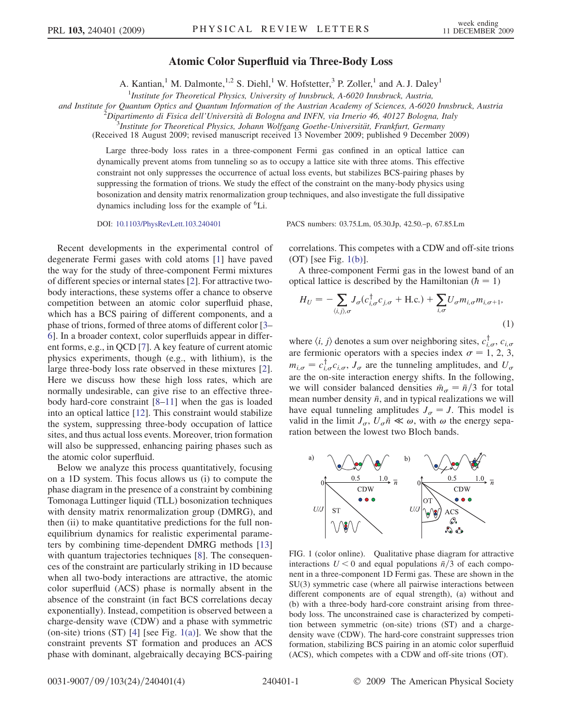# Atomic Color Superfluid via Three-Body Loss

A. Kantian,[1] M. Dalmonte,[1,2] S. Diehl,[1] W. Hofstetter,[3] P. Zoller,[1] and A. J. Daley[1]

[1] *Institute for Theoretical Physics, University of Innsbruck, A-6020 Innsbruck, Austria, and Institute for Quantum Optics and Quantum Information of the Austrian Academy of Sciences, A-6020 Innsbruck, Austria*

[2] *Dipartimento di Fisica dell'Università di Bologna and INFN, via Irnerio 46, 40127 Bologna, Italy*

[3] *Institute for Theoretical Physics, Johann Wolfgang Goethe-Universität, Frankfurt, Germany*

(Received 18 August 2009; revised manuscript received 13 November 2009; published 9 December 2009)

Large three-body loss rates in a three-component Fermi gas confined in an optical lattice can dynamically prevent atoms from tunneling so as to occupy a lattice site with three atoms. This effective constraint not only suppresses the occurrence of actual loss events, but stabilizes BCS-pairing phases by suppressing the formation of trions. We study the effect of the constraint on the many-body physics using bosonization and density matrix renormalization group techniques, and also investigate the full dissipative dynamics including loss for the example of $^6$Li.

DOI: 10.1103/PhysRevLett.103.240401 PACS numbers: 03.75.Lm, 05.30.Jp, 42.50.–p, 67.85.Lm

Recent developments in the experimental control of degenerate Fermi gases with cold atoms [1] have paved the way for the study of three-component Fermi mixtures of different species or internal states [2]. For attractive two-body interactions, these systems offer a chance to observe competition between an atomic color superfluid phase, which has a BCS pairing of different components, and a phase of trions, formed of three atoms of different color [3–6]. In a broader context, color superfluids appear in different forms, e.g., in QCD [7]. A key feature of current atomic physics experiments, though (e.g., with lithium), is the large three-body loss rate observed in these mixtures [2]. Here we discuss how these high loss rates, which are normally undesirable, can give rise to an effective three-body hard-core constraint [8–11] when the gas is loaded into an optical lattice [12]. This constraint would stabilize the system, suppressing three-body occupation of lattice sites, and thus actual loss events. Moreover, trion formation will also be suppressed, enhancing pairing phases such as the atomic color superfluid.

Below we analyze this process quantitatively, focusing on a 1D system. This focus allows us (i) to compute the phase diagram in the presence of a constraint by combining Tomonaga Luttinger liquid (TLL) bosonization techniques with density matrix renormalization group (DMRG), and then (ii) to make quantitative predictions for the full nonequilibrium dynamics for realistic experimental parameters by combining time-dependent DMRG methods [13] with quantum trajectories techniques [8]. The consequences of the constraint are particularly striking in 1D because when all two-body interactions are attractive, the atomic color superfluid (ACS) phase is normally absent in the absence of the constraint (in fact BCS correlations decay exponentially). Instead, competition is observed between a charge-density wave (CDW) and a phase with symmetric (on-site) trions (ST) [4] [see Fig. 1(a)]. We show that the constraint prevents ST formation and produces an ACS phase with dominant, algebraically decaying BCS-pairing correlations. This competes with a CDW and off-site trions (OT) [see Fig. 1(b)].

A three-component Fermi gas in the lowest band of an optical lattice is described by the Hamiltonian ($\hbar = 1$)

$$H_U = -\sum_{\langle i,j\rangle,\sigma} J_\sigma (c^\dagger_{i,\sigma} c_{j,\sigma} + \text{H.c.}) + \sum_{i,\sigma} U_\sigma m_{i,\sigma} m_{i,\sigma+1}, \tag{1}$$

where $\langle i, j\rangle$ denotes a sum over neighboring sites, $c^\dagger_{i,\sigma}$, $c_{i,\sigma}$ are fermionic operators with a species index $\sigma = 1, 2, 3$, $m_{i,\sigma} = c^\dagger_{i,\sigma} c_{i,\sigma}$, $J_\sigma$ are the tunneling amplitudes, and $U_\sigma$ are the on-site interaction energy shifts. In the following, we will consider balanced densities $\bar{m}_\sigma = \bar{n}/3$ for total mean number density $\bar{n}$, and in typical realizations we will have equal tunneling amplitudes $J_\sigma = J$. This model is valid in the limit $J_\sigma$, $U_\sigma \bar{n} \ll \omega$, with $\omega$ the energy separation between the lowest two Bloch bands.

FIG. 1 (color online). Qualitative phase diagram for attractive interactions $U < 0$ and equal populations $\bar{n}/3$ of each component in a three-component 1D Fermi gas. These are shown in the SU(3) symmetric case (where all pairwise interactions between different components are of equal strength), (a) without and (b) with a three-body hard-core constraint arising from three-body loss. The unconstrained case is characterized by competition between symmetric (on-site) trions (ST) and a charge-density wave (CDW). The hard-core constraint suppresses trion formation, stabilizing BCS pairing in an atomic color superfluid (ACS), which competes with a CDW and off-site trions (OT).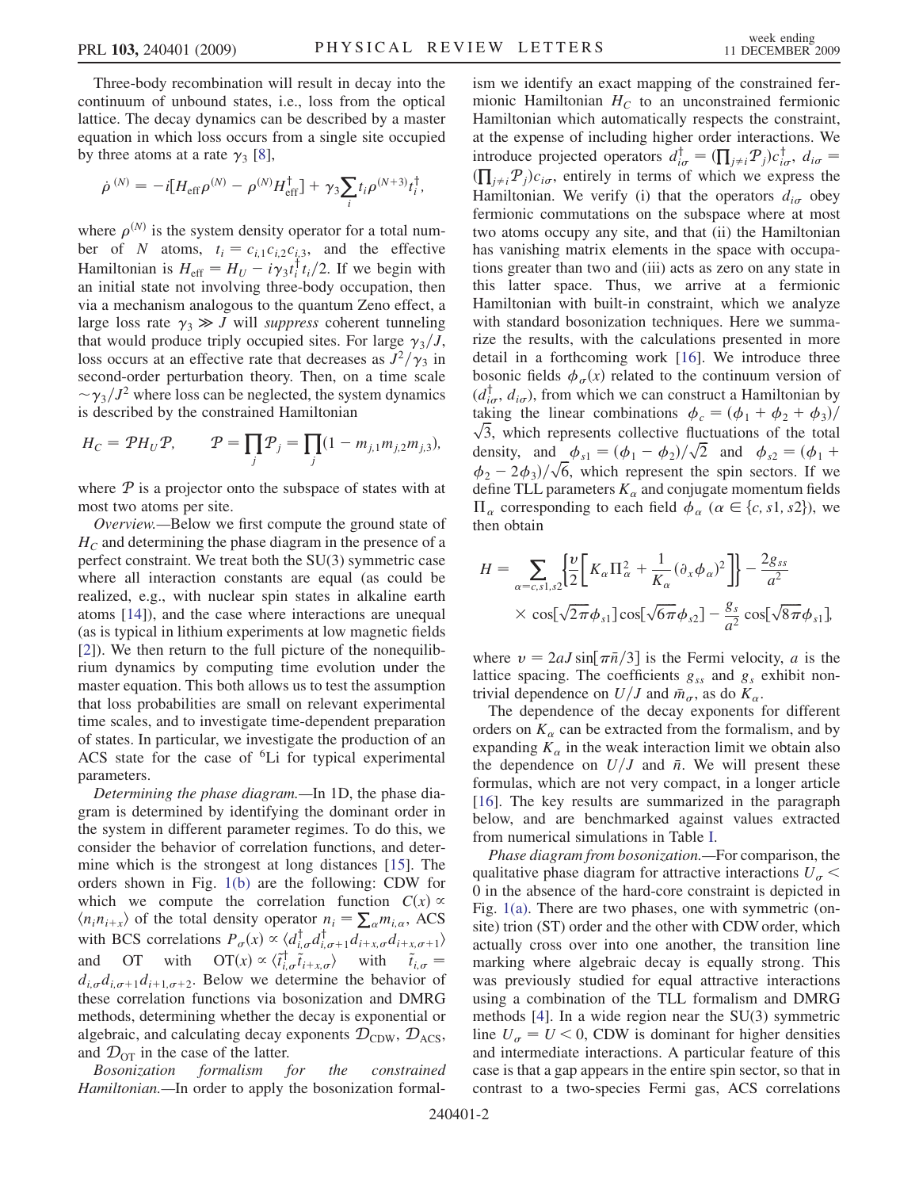Three-body recombination will result in decay into the continuum of unbound states, i.e., loss from the optical lattice. The decay dynamics can be described by a master equation in which loss occurs from a single site occupied by three atoms at a rate $\gamma_3$ [8],

$$\dot{\rho}^{(N)} = -i[H_{\rm eff}\rho^{(N)} - \rho^{(N)}H_{\rm eff}^{\dagger}] + \gamma_3 \sum_i t_i \rho^{(N+3)} t_i^{\dagger},$$

where $\rho^{(N)}$ is the system density operator for a total number of $N$ atoms, $t_i = c_{i,1}c_{i,2}c_{i,3}$, and the effective Hamiltonian is $H_{\rm eff} = H_U - i\gamma_3 t_i^{\dagger} t_i/2$. If we begin with an initial state not involving three-body occupation, then via a mechanism analogous to the quantum Zeno effect, a large loss rate $\gamma_3 \gg J$ will *suppress* coherent tunneling that would produce triply occupied sites. For large $\gamma_3/J$, loss occurs at an effective rate that decreases as $J^2/\gamma_3$ in second-order perturbation theory. Then, on a time scale $\sim\gamma_3/J^2$ where loss can be neglected, the system dynamics is described by the constrained Hamiltonian

$$H_C = \mathcal{P}H_U\mathcal{P}, \qquad \mathcal{P} = \prod_j \mathcal{P}_j = \prod_j (1 - m_{j,1}m_{j,2}m_{j,3}),$$

where $\mathcal{P}$ is a projector onto the subspace of states with at most two atoms per site.

*Overview.*—Below we first compute the ground state of $H_C$ and determining the phase diagram in the presence of a perfect constraint. We treat both the SU(3) symmetric case where all interaction constants are equal (as could be realized, e.g., with nuclear spin states in alkaline earth atoms [14]), and the case where interactions are unequal (as is typical in lithium experiments at low magnetic fields [2]). We then return to the full picture of the nonequilibrium dynamics by computing time evolution under the master equation. This both allows us to test the assumption that loss probabilities are small on relevant experimental time scales, and to investigate time-dependent preparation of states. In particular, we investigate the production of an ACS state for the case of $^6$Li for typical experimental parameters.

*Determining the phase diagram.*—In 1D, the phase diagram is determined by identifying the dominant order in the system in different parameter regimes. To do this, we consider the behavior of correlation functions, and determine which is the strongest at long distances [15]. The orders shown in Fig. 1(b) are the following: CDW for which we compute the correlation function $C(x) \propto \langle n_i n_{i+x}\rangle$ of the total density operator $n_i = \sum_\alpha m_{i,\alpha}$, ACS with BCS correlations $P_\sigma(x) \propto \langle d_{i,\sigma}^{\dagger} d_{i,\sigma+1}^{\dagger} d_{i+x,\sigma} d_{i+x,\sigma+1}\rangle$ and OT with $\mathrm{OT}(x) \propto \langle \tilde{t}_{i,\sigma}^{\dagger}\tilde{t}_{i+x,\sigma}\rangle$ with $\tilde{t}_{i,\sigma} = d_{i,\sigma}d_{i,\sigma+1}d_{i+1,\sigma+2}$. Below we determine the behavior of these correlation functions via bosonization and DMRG methods, determining whether the decay is exponential or algebraic, and calculating decay exponents $\mathcal{D}_{\rm CDW}$, $\mathcal{D}_{\rm ACS}$, and $\mathcal{D}_{\rm OT}$ in the case of the latter.

*Bosonization formalism for the constrained Hamiltonian.*—In order to apply the bosonization formalism we identify an exact mapping of the constrained fermionic Hamiltonian $H_C$ to an unconstrained fermionic Hamiltonian which automatically respects the constraint, at the expense of including higher order interactions. We introduce projected operators $d_{i\sigma}^{\dagger} = (\prod_{j\neq i}\mathcal{P}_j)c_{i\sigma}^{\dagger}$, $d_{i\sigma} = (\prod_{j\neq i}\mathcal{P}_j)c_{i\sigma}$, entirely in terms of which we express the Hamiltonian. We verify (i) that the operators $d_{i\sigma}$ obey fermionic commutations on the subspace where at most two atoms occupy any site, and that (ii) the Hamiltonian has vanishing matrix elements in the space with occupations greater than two and (iii) acts as zero on any state in this latter space. Thus, we arrive at a fermionic Hamiltonian with built-in constraint, which we analyze with standard bosonization techniques. Here we summarize the results, with the calculations presented in more detail in a forthcoming work [16]. We introduce three bosonic fields $\phi_\sigma(x)$ related to the continuum version of $(d_{i\sigma}^{\dagger}, d_{i\sigma})$, from which we can construct a Hamiltonian by taking the linear combinations $\phi_c = (\phi_1 + \phi_2 + \phi_3)/\sqrt{3}$, which represents collective fluctuations of the total density, and $\phi_{s1} = (\phi_1 - \phi_2)/\sqrt{2}$ and $\phi_{s2} = (\phi_1 + \phi_2 - 2\phi_3)/\sqrt{6}$, which represent the spin sectors. If we define TLL parameters $K_\alpha$ and conjugate momentum fields $\Pi_\alpha$ corresponding to each field $\phi_\alpha$ ($\alpha \in \{c, s1, s2\}$), we then obtain

$$H = \sum_{\alpha=c,s1,s2}\left\{\frac{v}{2}\left[K_\alpha \Pi_\alpha^2 + \frac{1}{K_\alpha}(\partial_x\phi_\alpha)^2\right]\right\} - \frac{2g_{ss}}{a^2} \times \cos[\sqrt{2\pi}\phi_{s1}]\cos[\sqrt{6\pi}\phi_{s2}] - \frac{g_s}{a^2}\cos[\sqrt{8\pi}\phi_{s1}],$$

where $v = 2aJ\sin[\pi\bar{n}/3]$ is the Fermi velocity, $a$ is the lattice spacing. The coefficients $g_{ss}$ and $g_s$ exhibit nontrivial dependence on $U/J$ and $\bar{m}_\sigma$, as do $K_\alpha$.

The dependence of the decay exponents for different orders on $K_\alpha$ can be extracted from the formalism, and by expanding $K_\alpha$ in the weak interaction limit we obtain also the dependence on $U/J$ and $\bar{n}$. We will present these formulas, which are not very compact, in a longer article [16]. The key results are summarized in the paragraph below, and are benchmarked against values extracted from numerical simulations in Table I.

*Phase diagram from bosonization.*—For comparison, the qualitative phase diagram for attractive interactions $U_\sigma < 0$ in the absence of the hard-core constraint is depicted in Fig. 1(a). There are two phases, one with symmetric (onsite) trion (ST) order and the other with CDW order, which actually cross over into one another, the transition line marking where algebraic decay is equally strong. This was previously studied for equal attractive interactions using a combination of the TLL formalism and DMRG methods [4]. In a wide region near the SU(3) symmetric line $U_\sigma = U < 0$, CDW is dominant for higher densities and intermediate interactions. A particular feature of this case is that a gap appears in the entire spin sector, so that in contrast to a two-species Fermi gas, ACS correlations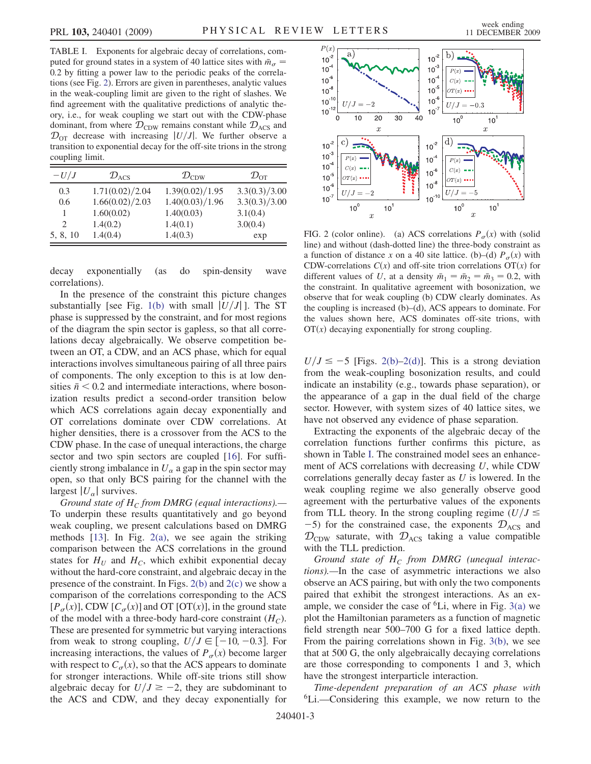TABLE I. Exponents for algebraic decay of correlations, computed for ground states in a system of 40 lattice sites with $\bar{m}_\sigma = 0.2$ by fitting a power law to the periodic peaks of the correlations (see Fig. 2). Errors are given in parentheses, analytic values in the weak-coupling limit are given to the right of slashes. We find agreement with the qualitative predictions of analytic theory, i.e., for weak coupling we start out with the CDW-phase dominant, from where $\mathcal{D}_{\rm CDW}$ remains constant while $\mathcal{D}_{\rm ACS}$ and $\mathcal{D}_{\rm OT}$ decrease with increasing $|U/J|$. We further observe a transition to exponential decay for the off-site trions in the strong coupling limit.

| $-U/J$ | $\mathcal{D}_{\rm ACS}$ | $\mathcal{D}_{\rm CDW}$ | $\mathcal{D}_{\rm OT}$ |
|---|---|---|---|
| 0.3 | 1.71(0.02)/2.04 | 1.39(0.02)/1.95 | 3.3(0.3)/3.00 |
| 0.6 | 1.66(0.02)/2.03 | 1.40(0.03)/1.96 | 3.3(0.3)/3.00 |
| 1 | 1.60(0.02) | 1.40(0.03) | 3.1(0.4) |
| 2 | 1.4(0.2) | 1.4(0.1) | 3.0(0.4) |
| 5, 8, 10 | 1.4(0.4) | 1.4(0.3) | exp |

decay exponentially (as do spin-density wave correlations).

In the presence of the constraint this picture changes substantially [see Fig. 1(b) with small $|U/J|$]. The ST phase is suppressed by the constraint, and for most regions of the diagram the spin sector is gapless, so that all correlations decay algebraically. We observe competition between an OT, a CDW, and an ACS phase, which for equal interactions involves simultaneous pairing of all three pairs of components. The only exception to this is at low densities $\bar{n} < 0.2$ and intermediate interactions, where bosonization results predict a second-order transition below which ACS correlations again decay exponentially and OT correlations dominate over CDW correlations. At higher densities, there is a crossover from the ACS to the CDW phase. In the case of unequal interactions, the charge sector and two spin sectors are coupled [16]. For sufficiently strong imbalance in $U_\alpha$ a gap in the spin sector may open, so that only BCS pairing for the channel with the largest $|U_\alpha|$ survives.

*Ground state of $H_C$ from DMRG (equal interactions).*—To underpin these results quantitatively and go beyond weak coupling, we present calculations based on DMRG methods [13]. In Fig. 2(a), we see again the striking comparison between the ACS correlations in the ground states for $H_U$ and $H_C$, which exhibit exponential decay without the hard-core constraint, and algebraic decay in the presence of the constraint. In Figs. 2(b) and 2(c) we show a comparison of the correlations corresponding to the ACS [$P_\sigma(x)$], CDW [$C_\sigma(x)$] and OT [$\mathrm{OT}(x)$], in the ground state of the model with a three-body hard-core constraint ($H_C$). These are presented for symmetric but varying interactions from weak to strong coupling, $U/J \in [-10, -0.3]$. For increasing interactions, the values of $P_\sigma(x)$ become larger with respect to $C_\sigma(x)$, so that the ACS appears to dominate for stronger interactions. While off-site trions still show algebraic decay for $U/J \geq -2$, they are subdominant to the ACS and CDW, and they decay exponentially for $U/J \leq -5$ [Figs. 2(b)–2(d)]. This is a strong deviation from the weak-coupling bosonization results, and could indicate an instability (e.g., towards phase separation), or the appearance of a gap in the dual field of the charge sector. However, with system sizes of 40 lattice sites, we have not observed any evidence of phase separation.

FIG. 2 (color online). (a) ACS correlations $P_\sigma(x)$ with (solid line) and without (dash-dotted line) the three-body constraint as a function of distance $x$ on a 40 site lattice. (b)–(d) $P_\sigma(x)$ with CDW-correlations $C(x)$ and off-site trion correlations $\mathrm{OT}(x)$ for different values of $U$, at a density $\bar{m}_1 = \bar{m}_2 = \bar{m}_3 = 0.2$, with the constraint. In qualitative agreement with bosonization, we observe that for weak coupling (b) CDW clearly dominates. As the coupling is increased (b)–(d), ACS appears to dominate. For the values shown here, ACS dominates off-site trions, with $\mathrm{OT}(x)$ decaying exponentially for strong coupling.

Extracting the exponents of the algebraic decay of the correlation functions further confirms this picture, as shown in Table I. The constrained model sees an enhancement of ACS correlations with decreasing $U$, while CDW correlations generally decay faster as $U$ is lowered. In the weak coupling regime we also generally observe good agreement with the perturbative values of the exponents from TLL theory. In the strong coupling regime ($U/J \leq -5$) for the constrained case, the exponents $\mathcal{D}_{\rm ACS}$ and $\mathcal{D}_{\rm CDW}$ saturate, with $\mathcal{D}_{\rm ACS}$ taking a value compatible with the TLL prediction.

*Ground state of $H_C$ from DMRG (unequal interactions).*—In the case of asymmetric interactions we also observe an ACS pairing, but with only the two components paired that exhibit the strongest interactions. As an example, we consider the case of $^6$Li, where in Fig. 3(a) we plot the Hamiltonian parameters as a function of magnetic field strength near 500–700 G for a fixed lattice depth. From the pairing correlations shown in Fig. 3(b), we see that at 500 G, the only algebraically decaying correlations are those corresponding to components 1 and 3, which have the strongest interparticle interaction.

*Time-dependent preparation of an ACS phase with $^6$Li.*—Considering this example, we now return to the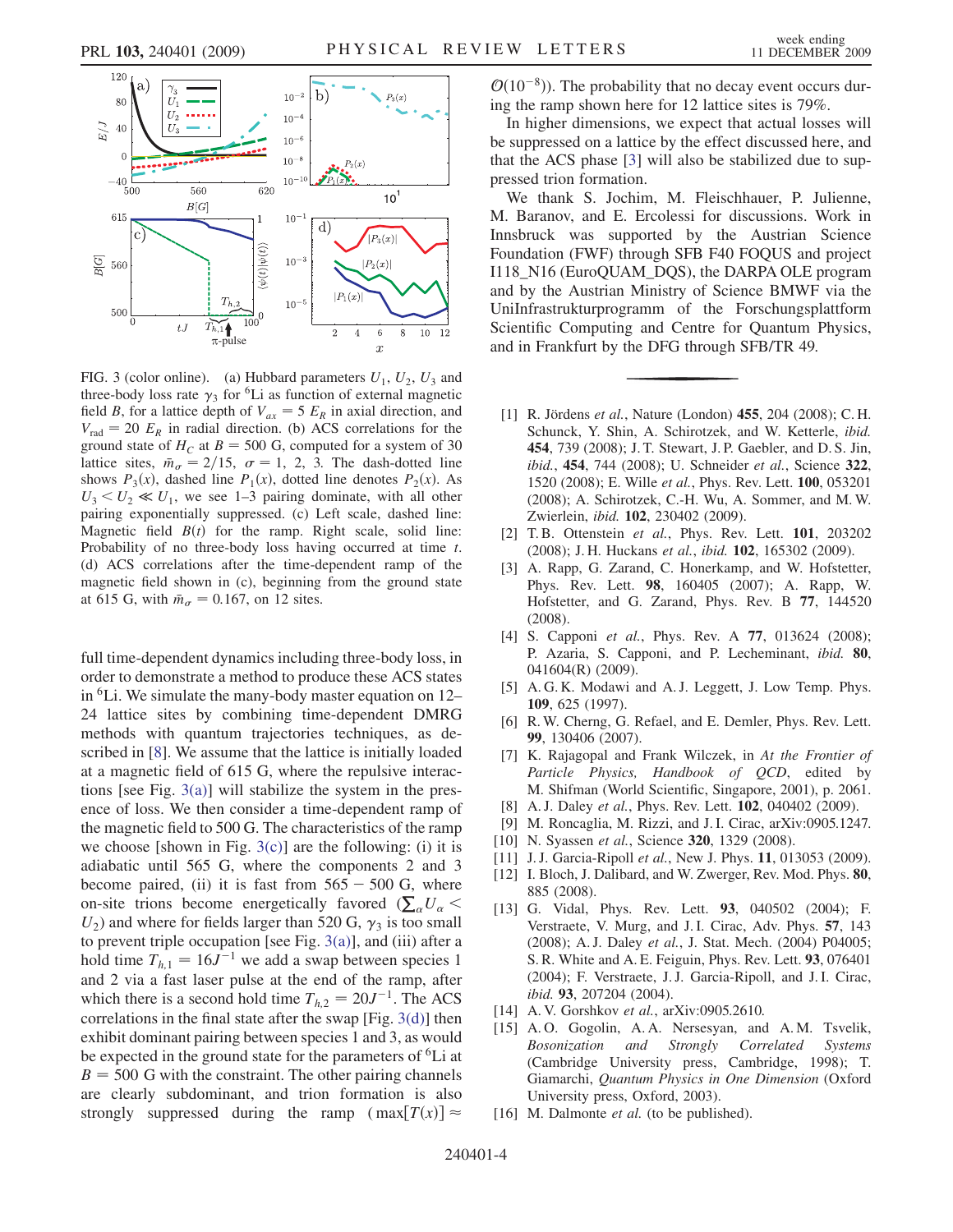a)

$\gamma_3$

$U_1$

$U_2$

$U_3$

$E/J$

120

80

40

0

−40

500

560

620

$B[G]$

b)

$P_3(x)$

$P_2(x)$

$P_1(x)$

$10^{-2}$

$10^{-4}$

$10^{-6}$

$10^{-8}$

$10^{-10}$

$10^1$

c)

615

560

500

$B[G]$

1

0

$\langle\psi(t)|\psi(t)\rangle$

0

$tJ$

100

$T_{h,1}$

$T_{h,2}$

$\pi$-pulse

d)

$|P_3(x)|$

$|P_2(x)|$

$|P_1(x)|$

$10^{-1}$

$10^{-3}$

$10^{-5}$

2 4 6 8 10 12

$x$

FIG. 3 (color online). (a) Hubbard parameters $U_1$, $U_2$, $U_3$ and three-body loss rate $\gamma_3$ for $^6$Li as function of external magnetic field $B$, for a lattice depth of $V_{ax} = 5\ E_R$ in axial direction, and $V_{\rm rad} = 20\ E_R$ in radial direction. (b) ACS correlations for the ground state of $H_C$ at $B = 500$ G, computed for a system of 30 lattice sites, $\bar{m}_\sigma = 2/15$, $\sigma = 1$, 2, 3. The dash-dotted line shows $P_3(x)$, dashed line $P_1(x)$, dotted line denotes $P_2(x)$. As $U_3 < U_2 \ll U_1$, we see 1–3 pairing dominate, with all other pairing exponentially suppressed. (c) Left scale, dashed line: Magnetic field $B(t)$ for the ramp. Right scale, solid line: Probability of no three-body loss having occurred at time $t$. (d) ACS correlations after the time-dependent ramp of the magnetic field shown in (c), beginning from the ground state at 615 G, with $\bar{m}_\sigma = 0.167$, on 12 sites.

full time-dependent dynamics including three-body loss, in order to demonstrate a method to produce these ACS states in $^6$Li. We simulate the many-body master equation on 12–24 lattice sites by combining time-dependent DMRG methods with quantum trajectories techniques, as described in [8]. We assume that the lattice is initially loaded at a magnetic field of 615 G, where the repulsive interactions [see Fig. 3(a)] will stabilize the system in the presence of loss. We then consider a time-dependent ramp of the magnetic field to 500 G. The characteristics of the ramp we choose [shown in Fig. 3(c)] are the following: (i) it is adiabatic until 565 G, where the components 2 and 3 become paired, (ii) it is fast from $565 - 500$ G, where on-site trions become energetically favored ($\sum_\alpha U_\alpha < U_2$) and where for fields larger than 520 G, $\gamma_3$ is too small to prevent triple occupation [see Fig. 3(a)], and (iii) after a hold time $T_{h,1} = 16J^{-1}$ we add a swap between species 1 and 2 via a fast laser pulse at the end of the ramp, after which there is a second hold time $T_{h,2} = 20J^{-1}$. The ACS correlations in the final state after the swap [Fig. 3(d)] then exhibit dominant pairing between species 1 and 3, as would be expected in the ground state for the parameters of $^6$Li at $B = 500$ G with the constraint. The other pairing channels are clearly subdominant, and trion formation is also strongly suppressed during the ramp ($\max[T(x)] \approx \mathcal{O}(10^{-8})$). The probability that no decay event occurs during the ramp shown here for 12 lattice sites is 79%.

In higher dimensions, we expect that actual losses will be suppressed on a lattice by the effect discussed here, and that the ACS phase [3] will also be stabilized due to suppressed trion formation.

We thank S. Jochim, M. Fleischhauer, P. Julienne, M. Baranov, and E. Ercolessi for discussions. Work in Innsbruck was supported by the Austrian Science Foundation (FWF) through SFB F40 FOQUS and project I118_N16 (EuroQUAM_DQS), the DARPA OLE program and by the Austrian Ministry of Science BMWF via the UniInfrastrukturprogramm of the Forschungsplattform Scientific Computing and Centre for Quantum Physics, and in Frankfurt by the DFG through SFB/TR 49.

---

[1] R. Jördens *et al.*, Nature (London) **455**, 204 (2008); C. H. Schunck, Y. Shin, A. Schirotzek, and W. Ketterle, *ibid.* **454**, 739 (2008); J. T. Stewart, J. P. Gaebler, and D. S. Jin, *ibid.*, **454**, 744 (2008); U. Schneider *et al.*, Science **322**, 1520 (2008); E. Wille *et al.*, Phys. Rev. Lett. **100**, 053201 (2008); A. Schirotzek, C.-H. Wu, A. Sommer, and M. W. Zwierlein, *ibid.* **102**, 230402 (2009).

[2] T. B. Ottenstein *et al.*, Phys. Rev. Lett. **101**, 203202 (2008); J. H. Huckans *et al.*, *ibid.* **102**, 165302 (2009).

[3] A. Rapp, G. Zarand, C. Honerkamp, and W. Hofstetter, Phys. Rev. Lett. **98**, 160405 (2007); A. Rapp, W. Hofstetter, and G. Zarand, Phys. Rev. B **77**, 144520 (2008).

[4] S. Capponi *et al.*, Phys. Rev. A **77**, 013624 (2008); P. Azaria, S. Capponi, and P. Lecheminant, *ibid.* **80**, 041604(R) (2009).

[5] A. G. K. Modawi and A. J. Leggett, J. Low Temp. Phys. **109**, 625 (1997).

[6] R. W. Cherng, G. Refael, and E. Demler, Phys. Rev. Lett. **99**, 130406 (2007).

[7] K. Rajagopal and Frank Wilczek, in *At the Frontier of Particle Physics, Handbook of QCD*, edited by M. Shifman (World Scientific, Singapore, 2001), p. 2061.

[8] A. J. Daley *et al.*, Phys. Rev. Lett. **102**, 040402 (2009).

[9] M. Roncaglia, M. Rizzi, and J. I. Cirac, arXiv:0905.1247.

[10] N. Syassen *et al.*, Science **320**, 1329 (2008).

[11] J. J. Garcia-Ripoll *et al.*, New J. Phys. **11**, 013053 (2009).

[12] I. Bloch, J. Dalibard, and W. Zwerger, Rev. Mod. Phys. **80**, 885 (2008).

[13] G. Vidal, Phys. Rev. Lett. **93**, 040502 (2004); F. Verstraete, V. Murg, and J. I. Cirac, Adv. Phys. **57**, 143 (2008); A. J. Daley *et al.*, J. Stat. Mech. (2004) P04005; S. R. White and A. E. Feiguin, Phys. Rev. Lett. **93**, 076401 (2004); F. Verstraete, J. J. Garcia-Ripoll, and J. I. Cirac, *ibid.* **93**, 207204 (2004).

[14] A. V. Gorshkov *et al.*, arXiv:0905.2610.

[15] A. O. Gogolin, A. A. Nersesyan, and A. M. Tsvelik, *Bosonization and Strongly Correlated Systems* (Cambridge University press, Cambridge, 1998); T. Giamarchi, *Quantum Physics in One Dimension* (Oxford University press, Oxford, 2003).

[16] M. Dalmonte *et al.* (to be published).